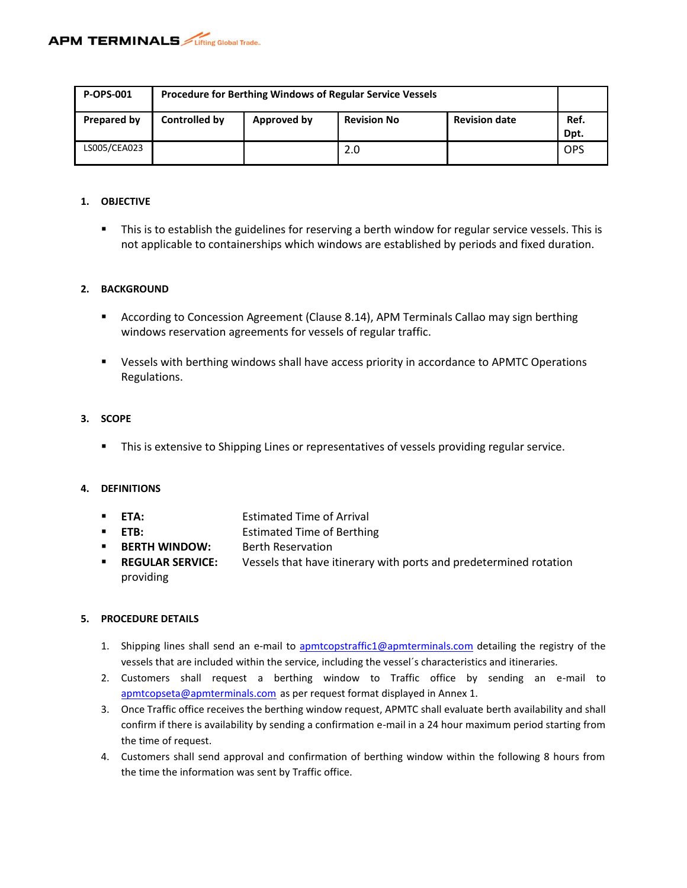APM TERMINALS Lifting Global Trade.

| P-OPS-001 | Procedure for Berthing Windows of Regular Service Vessels | | | | |
|---|---|---|---|---|---|
| **Prepared by** | **Controlled by** | **Approved by** | **Revision No** | **Revision date** | **Ref. Dpt.** |
| LS005/CEA023 | | | 2.0 | | OPS |

## 1. OBJECTIVE

- This is to establish the guidelines for reserving a berth window for regular service vessels. This is not applicable to containerships which windows are established by periods and fixed duration.

## 2. BACKGROUND

- According to Concession Agreement (Clause 8.14), APM Terminals Callao may sign berthing windows reservation agreements for vessels of regular traffic.

- Vessels with berthing windows shall have access priority in accordance to APMTC Operations Regulations.

## 3. SCOPE

- This is extensive to Shipping Lines or representatives of vessels providing regular service.

## 4. DEFINITIONS

- **ETA:** Estimated Time of Arrival
- **ETB:** Estimated Time of Berthing
- **BERTH WINDOW:** Berth Reservation
- **REGULAR SERVICE:** Vessels that have itinerary with ports and predetermined rotation providing

## 5. PROCEDURE DETAILS

1. Shipping lines shall send an e-mail to apmtcopstraffic1@apmterminals.com detailing the registry of the vessels that are included within the service, including the vessel´s characteristics and itineraries.
2. Customers shall request a berthing window to Traffic office by sending an e-mail to apmtcopseta@apmterminals.com as per request format displayed in Annex 1.
3. Once Traffic office receives the berthing window request, APMTC shall evaluate berth availability and shall confirm if there is availability by sending a confirmation e-mail in a 24 hour maximum period starting from the time of request.
4. Customers shall send approval and confirmation of berthing window within the following 8 hours from the time the information was sent by Traffic office.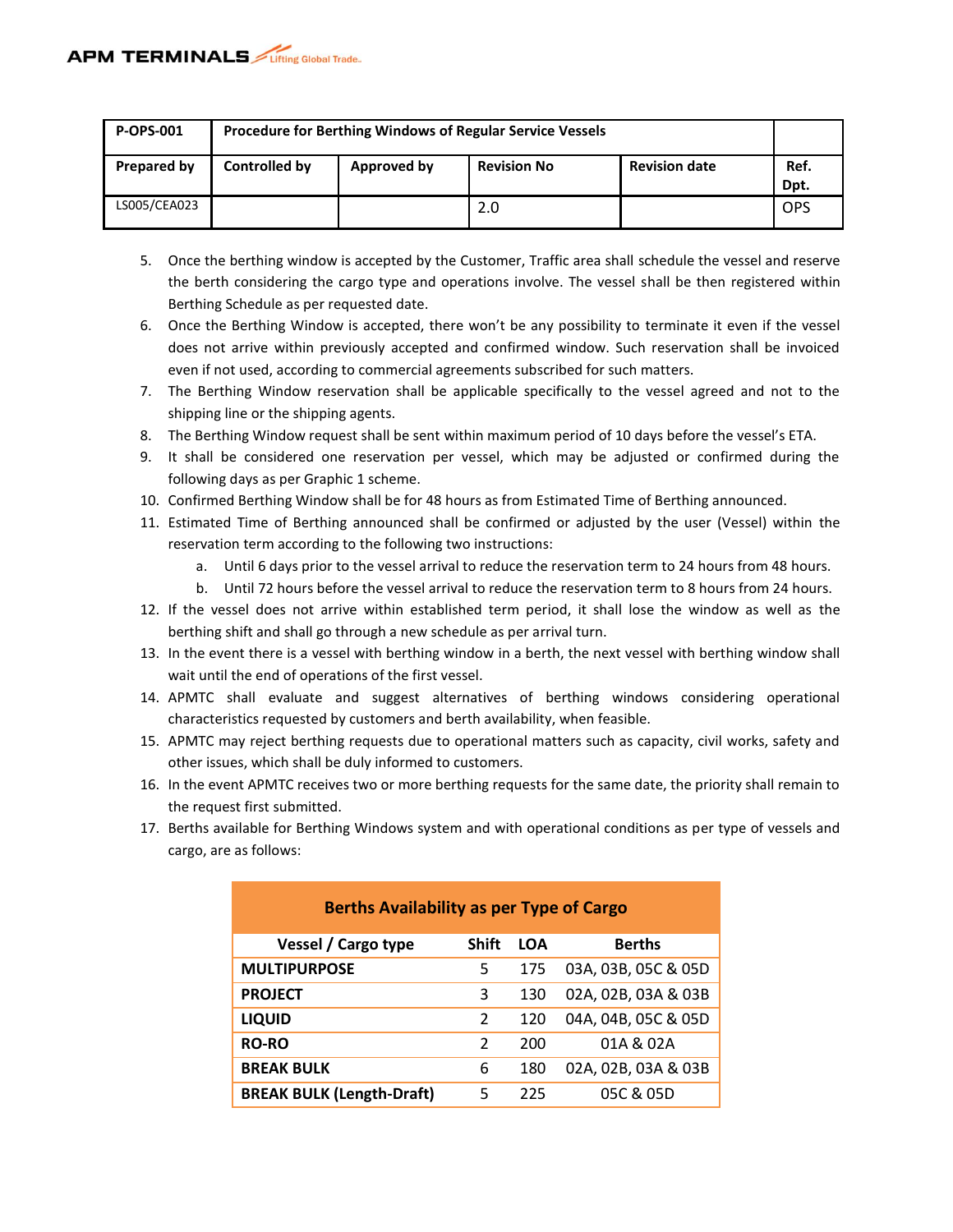| P-OPS-001 | Procedure for Berthing Windows of Regular Service Vessels | | | | |
|---|---|---|---|---|---|
| **Prepared by** | **Controlled by** | **Approved by** | **Revision No** | **Revision date** | **Ref. Dpt.** |
| LS005/CEA023 | | | 2.0 | | OPS |

5. Once the berthing window is accepted by the Customer, Traffic area shall schedule the vessel and reserve the berth considering the cargo type and operations involve. The vessel shall be then registered within Berthing Schedule as per requested date.
6. Once the Berthing Window is accepted, there won't be any possibility to terminate it even if the vessel does not arrive within previously accepted and confirmed window. Such reservation shall be invoiced even if not used, according to commercial agreements subscribed for such matters.
7. The Berthing Window reservation shall be applicable specifically to the vessel agreed and not to the shipping line or the shipping agents.
8. The Berthing Window request shall be sent within maximum period of 10 days before the vessel's ETA.
9. It shall be considered one reservation per vessel, which may be adjusted or confirmed during the following days as per Graphic 1 scheme.
10. Confirmed Berthing Window shall be for 48 hours as from Estimated Time of Berthing announced.
11. Estimated Time of Berthing announced shall be confirmed or adjusted by the user (Vessel) within the reservation term according to the following two instructions:
    a. Until 6 days prior to the vessel arrival to reduce the reservation term to 24 hours from 48 hours.
    b. Until 72 hours before the vessel arrival to reduce the reservation term to 8 hours from 24 hours.
12. If the vessel does not arrive within established term period, it shall lose the window as well as the berthing shift and shall go through a new schedule as per arrival turn.
13. In the event there is a vessel with berthing window in a berth, the next vessel with berthing window shall wait until the end of operations of the first vessel.
14. APMTC shall evaluate and suggest alternatives of berthing windows considering operational characteristics requested by customers and berth availability, when feasible.
15. APMTC may reject berthing requests due to operational matters such as capacity, civil works, safety and other issues, which shall be duly informed to customers.
16. In the event APMTC receives two or more berthing requests for the same date, the priority shall remain to the request first submitted.
17. Berths available for Berthing Windows system and with operational conditions as per type of vessels and cargo, are as follows:

| Berths Availability as per Type of Cargo | | | |
|---|---|---|---|
| **Vessel / Cargo type** | **Shift** | **LOA** | **Berths** |
| **MULTIPURPOSE** | 5 | 175 | 03A, 03B, 05C & 05D |
| **PROJECT** | 3 | 130 | 02A, 02B, 03A & 03B |
| **LIQUID** | 2 | 120 | 04A, 04B, 05C & 05D |
| **RO-RO** | 2 | 200 | 01A & 02A |
| **BREAK BULK** | 6 | 180 | 02A, 02B, 03A & 03B |
| **BREAK BULK (Length-Draft)** | 5 | 225 | 05C & 05D |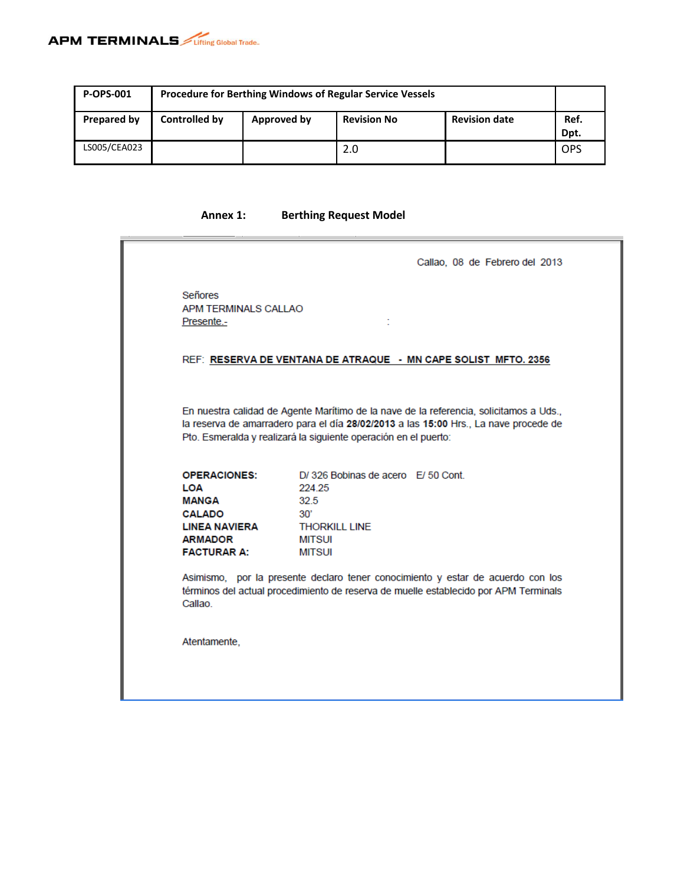| P-OPS-001 | Procedure for Berthing Windows of Regular Service Vessels | | | | |
|---|---|---|---|---|---|
| **Prepared by** | **Controlled by** | **Approved by** | **Revision No** | **Revision date** | **Ref. Dpt.** |
| LS005/CEA023 | | | 2.0 | | OPS |

**Annex 1: Berthing Request Model**

Callao, 08 de Febrero del 2013

Señores
APM TERMINALS CALLAO
Presente.-

REF: **RESERVA DE VENTANA DE ATRAQUE - MN CAPE SOLIST MFTO. 2356**

En nuestra calidad de Agente Marítimo de la nave de la referencia, solicitamos a Uds., la reserva de amarradero para el día **28/02/2013** a las **15:00** Hrs., La nave procede de Pto. Esmeralda y realizará la siguiente operación en el puerto:

| | |
|---|---|
| **OPERACIONES:** | D/ 326 Bobinas de acero E/ 50 Cont. |
| **LOA** | 224.25 |
| **MANGA** | 32.5 |
| **CALADO** | 30' |
| **LINEA NAVIERA** | THORKILL LINE |
| **ARMADOR** | MITSUI |
| **FACTURAR A:** | MITSUI |

Asimismo, por la presente declaro tener conocimiento y estar de acuerdo con los términos del actual procedimiento de reserva de muelle establecido por APM Terminals Callao.

Atentamente,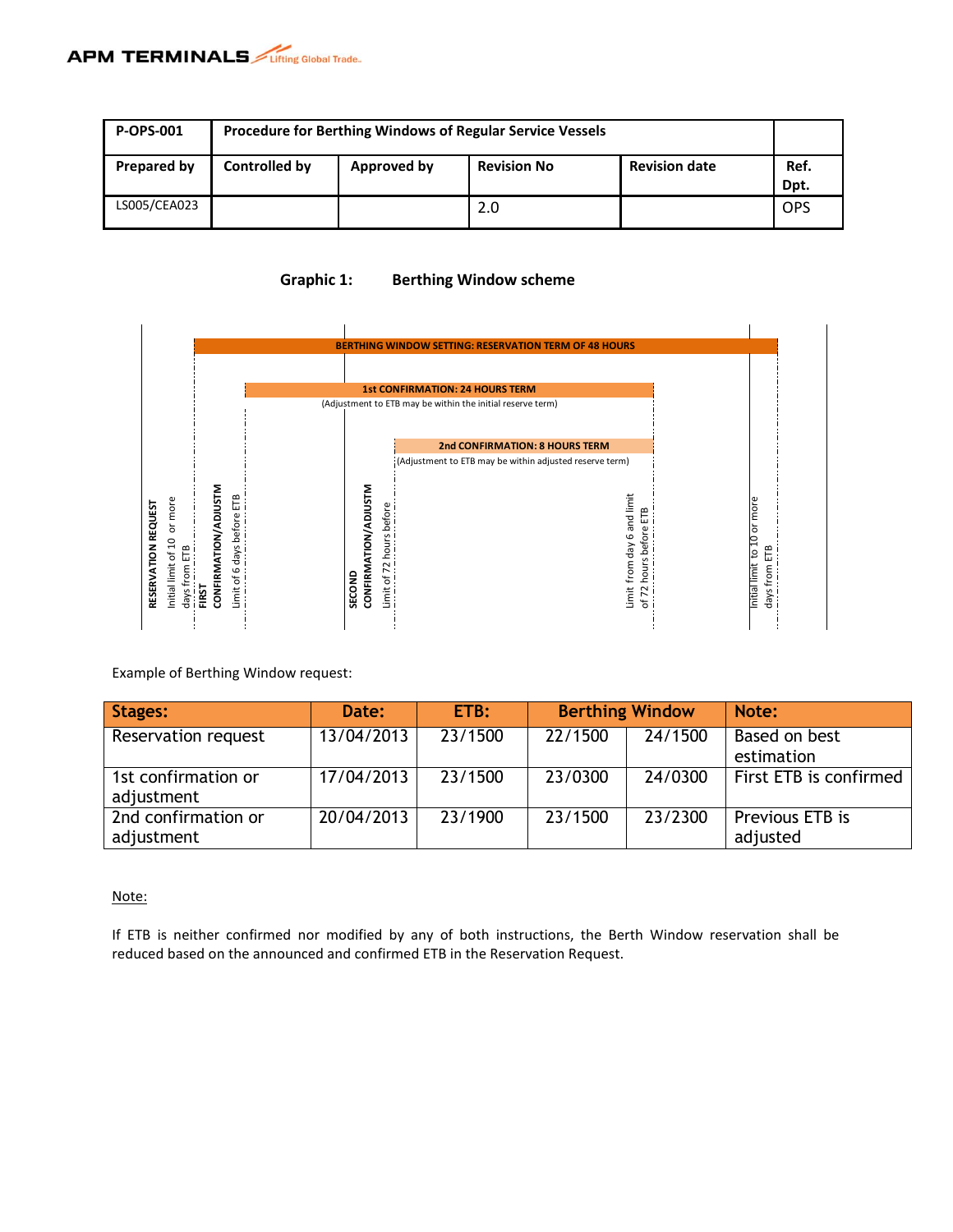| P-OPS-001 | Procedure for Berthing Windows of Regular Service Vessels | | | | |
|---|---|---|---|---|---|
| **Prepared by** | **Controlled by** | **Approved by** | **Revision No** | **Revision date** | **Ref. Dpt.** |
| LS005/CEA023 | | | 2.0 | | OPS |

**Graphic 1: Berthing Window scheme**

BERTHING WINDOW SETTING: RESERVATION TERM OF 48 HOURS

1st CONFIRMATION: 24 HOURS TERM

(Adjustment to ETB may be within the initial reserve term)

2nd CONFIRMATION: 8 HOURS TERM

(Adjustment to ETB may be within adjusted reserve term)

RESERVATION REQUEST

Initial limit of 10 or more days from ETB

FIRST CONFIRMATION/ADJUSTM

Limit of 6 days before ETB

SECOND CONFIRMATION/ADJUSTM

Limit of 72 hours before

Limit from day 6 and limit of 72 hours before ETB

Initial limit to 10 or more days from ETB

Example of Berthing Window request:

| Stages: | Date: | ETB: | Berthing Window | | Note: |
|---|---|---|---|---|---|
| Reservation request | 13/04/2013 | 23/1500 | 22/1500 | 24/1500 | Based on best estimation |
| 1st confirmation or adjustment | 17/04/2013 | 23/1500 | 23/0300 | 24/0300 | First ETB is confirmed |
| 2nd confirmation or adjustment | 20/04/2013 | 23/1900 | 23/1500 | 23/2300 | Previous ETB is adjusted |

Note:

If ETB is neither confirmed nor modified by any of both instructions, the Berth Window reservation shall be reduced based on the announced and confirmed ETB in the Reservation Request.